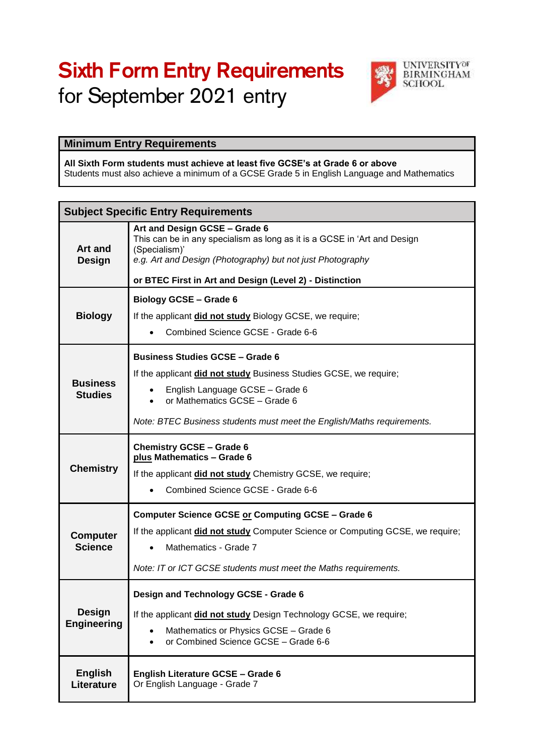# Sixth Form Entry Requirements

for September 2021 entry

UNIVERSITY OF BIRMINGHAM SCHOOL

| Minimum Entry Requirements |
|---|
| **All Sixth Form students must achieve at least five GCSE's at Grade 6 or above**<br>Students must also achieve a minimum of a GCSE Grade 5 in English Language and Mathematics |

| Subject Specific Entry Requirements | |
|---|---|
| **Art and Design** | **Art and Design GCSE – Grade 6**<br>This can be in any specialism as long as it is a GCSE in 'Art and Design (Specialism)'<br>*e.g. Art and Design (Photography) but not just Photography*<br><br>**or BTEC First in Art and Design (Level 2) - Distinction** |
| **Biology** | **Biology GCSE – Grade 6**<br>If the applicant **<u>did not study</u>** Biology GCSE, we require;<br>• Combined Science GCSE - Grade 6-6 |
| **Business Studies** | **Business Studies GCSE – Grade 6**<br>If the applicant **<u>did not study</u>** Business Studies GCSE, we require;<br>• English Language GCSE – Grade 6<br>• or Mathematics GCSE – Grade 6<br><br>*Note: BTEC Business students must meet the English/Maths requirements.* |
| **Chemistry** | **Chemistry GCSE – Grade 6**<br>**<u>plus</u> Mathematics – Grade 6**<br>If the applicant **<u>did not study</u>** Chemistry GCSE, we require;<br>• Combined Science GCSE - Grade 6-6 |
| **Computer Science** | **Computer Science GCSE <u>or</u> Computing GCSE – Grade 6**<br>If the applicant **<u>did not study</u>** Computer Science or Computing GCSE, we require;<br>• Mathematics - Grade 7<br><br>*Note: IT or ICT GCSE students must meet the Maths requirements.* |
| **Design Engineering** | **Design and Technology GCSE - Grade 6**<br>If the applicant **<u>did not study</u>** Design Technology GCSE, we require;<br>• Mathematics or Physics GCSE – Grade 6<br>• or Combined Science GCSE – Grade 6-6 |
| **English Literature** | **English Literature GCSE – Grade 6**<br>Or English Language - Grade 7 |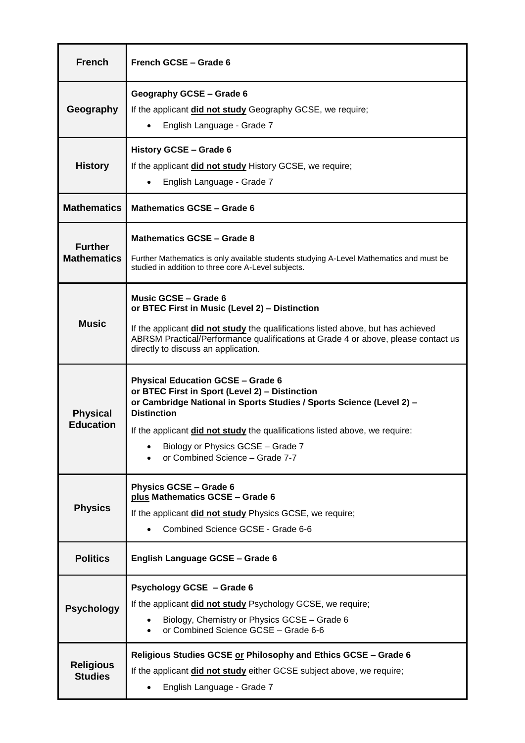| **French** | **French GCSE – Grade 6** |
|---|---|
| **Geography** | **Geography GCSE – Grade 6**<br>If the applicant **did not study** Geography GCSE, we require;<br>• English Language - Grade 7 |
| **History** | **History GCSE – Grade 6**<br>If the applicant **did not study** History GCSE, we require;<br>• English Language - Grade 7 |
| **Mathematics** | **Mathematics GCSE – Grade 6** |
| **Further Mathematics** | **Mathematics GCSE – Grade 8**<br>Further Mathematics is only available students studying A-Level Mathematics and must be studied in addition to three core A-Level subjects. |
| **Music** | **Music GCSE – Grade 6**<br>**or BTEC First in Music (Level 2) – Distinction**<br>If the applicant **did not study** the qualifications listed above, but has achieved ABRSM Practical/Performance qualifications at Grade 4 or above, please contact us directly to discuss an application. |
| **Physical Education** | **Physical Education GCSE – Grade 6**<br>**or BTEC First in Sport (Level 2) – Distinction**<br>**or Cambridge National in Sports Studies / Sports Science (Level 2) – Distinction**<br>If the applicant **did not study** the qualifications listed above, we require:<br>• Biology or Physics GCSE – Grade 7<br>• or Combined Science – Grade 7-7 |
| **Physics** | **Physics GCSE – Grade 6**<br>**plus Mathematics GCSE – Grade 6**<br>If the applicant **did not study** Physics GCSE, we require;<br>• Combined Science GCSE - Grade 6-6 |
| **Politics** | **English Language GCSE – Grade 6** |
| **Psychology** | **Psychology GCSE – Grade 6**<br>If the applicant **did not study** Psychology GCSE, we require;<br>• Biology, Chemistry or Physics GCSE – Grade 6<br>• or Combined Science GCSE – Grade 6-6 |
| **Religious Studies** | **Religious Studies GCSE or Philosophy and Ethics GCSE – Grade 6**<br>If the applicant **did not study** either GCSE subject above, we require;<br>• English Language - Grade 7 |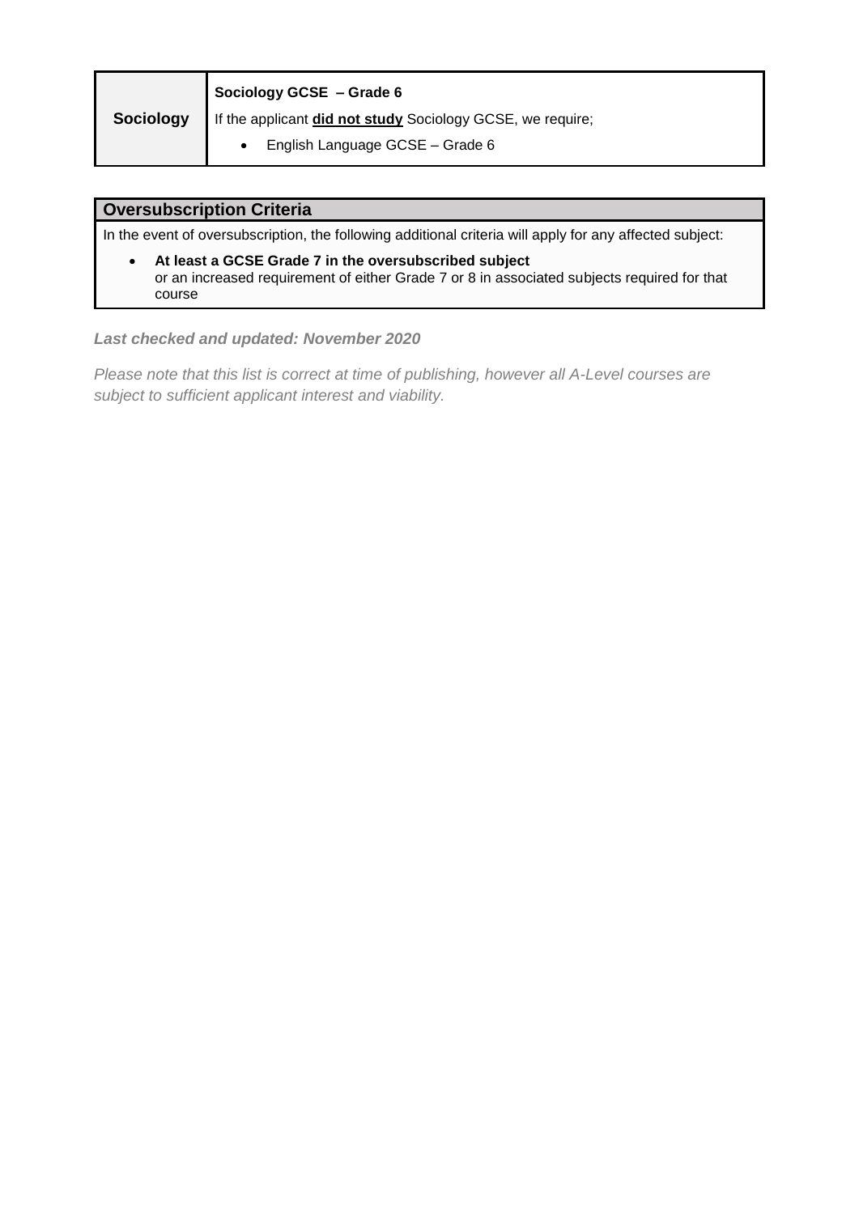| | |
|---|---|
| **Sociology** | **Sociology GCSE – Grade 6**<br>If the applicant **did not study** Sociology GCSE, we require;<br>• English Language GCSE – Grade 6 |

| **Oversubscription Criteria** |
|---|
| In the event of oversubscription, the following additional criteria will apply for any affected subject:<br>• **At least a GCSE Grade 7 in the oversubscribed subject** or an increased requirement of either Grade 7 or 8 in associated subjects required for that course |

***Last checked and updated: November 2020***

*Please note that this list is correct at time of publishing, however all A-Level courses are subject to sufficient applicant interest and viability.*